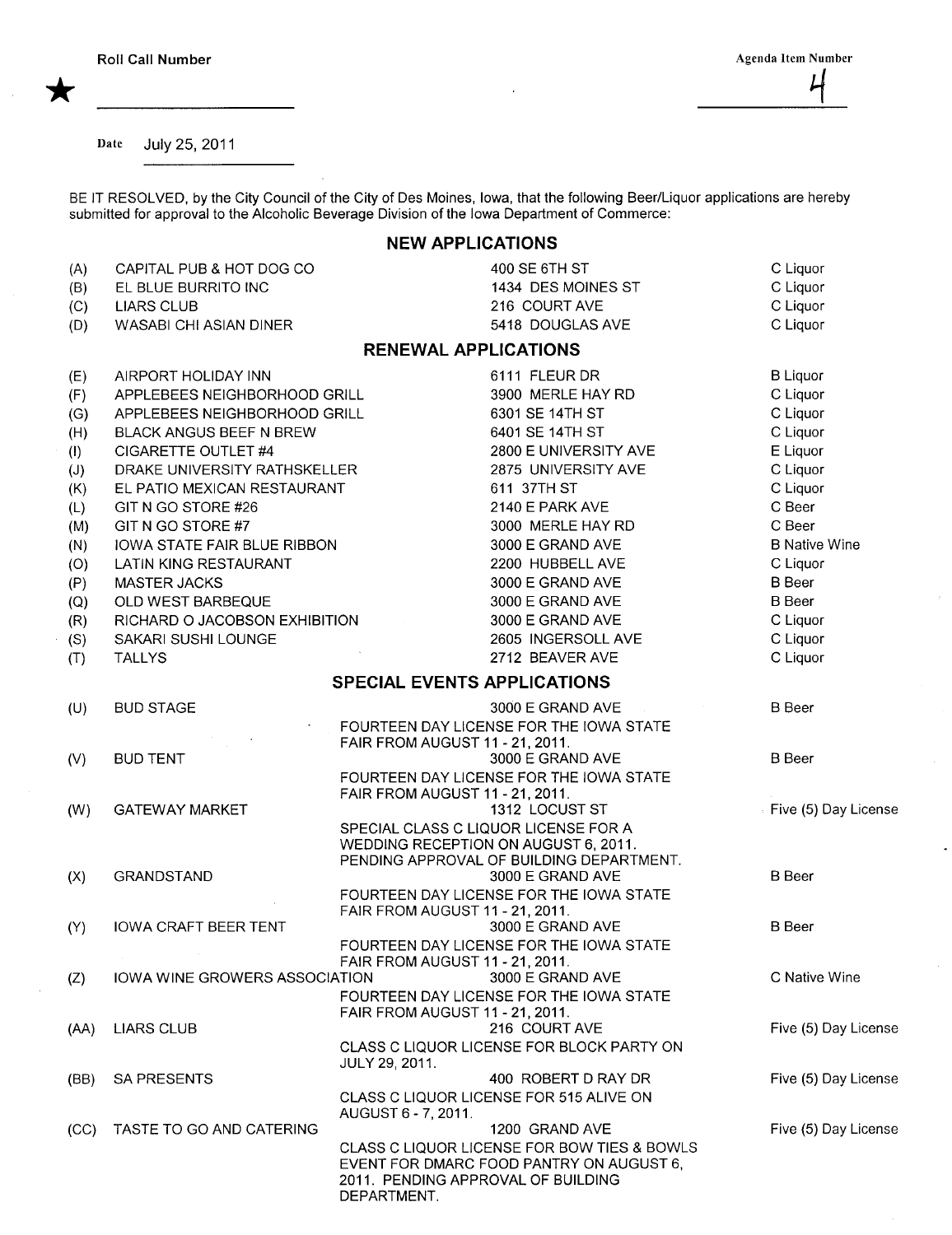Roll Call Number ★ ________

Agenda Item Number 4

Date July 25, 2011

BE IT RESOLVED, by the City Council of the City of Des Moines, Iowa, that the following Beer/Liquor applications are hereby submitted for approval to the Alcoholic Beverage Division of the Iowa Department of Commerce:

## NEW APPLICATIONS

| | | | |
|---|---|---|---|
| (A) | CAPITAL PUB & HOT DOG CO | 400 SE 6TH ST | C Liquor |
| (B) | EL BLUE BURRITO INC | 1434 DES MOINES ST | C Liquor |
| (C) | LIARS CLUB | 216 COURT AVE | C Liquor |
| (D) | WASABI CHI ASIAN DINER | 5418 DOUGLAS AVE | C Liquor |

## RENEWAL APPLICATIONS

| | | | |
|---|---|---|---|
| (E) | AIRPORT HOLIDAY INN | 6111 FLEUR DR | B Liquor |
| (F) | APPLEBEES NEIGHBORHOOD GRILL | 3900 MERLE HAY RD | C Liquor |
| (G) | APPLEBEES NEIGHBORHOOD GRILL | 6301 SE 14TH ST | C Liquor |
| (H) | BLACK ANGUS BEEF N BREW | 6401 SE 14TH ST | C Liquor |
| (I) | CIGARETTE OUTLET #4 | 2800 E UNIVERSITY AVE | E Liquor |
| (J) | DRAKE UNIVERSITY RATHSKELLER | 2875 UNIVERSITY AVE | C Liquor |
| (K) | EL PATIO MEXICAN RESTAURANT | 611 37TH ST | C Liquor |
| (L) | GIT N GO STORE #26 | 2140 E PARK AVE | C Beer |
| (M) | GIT N GO STORE #7 | 3000 MERLE HAY RD | C Beer |
| (N) | IOWA STATE FAIR BLUE RIBBON | 3000 E GRAND AVE | B Native Wine |
| (O) | LATIN KING RESTAURANT | 2200 HUBBELL AVE | C Liquor |
| (P) | MASTER JACKS | 3000 E GRAND AVE | B Beer |
| (Q) | OLD WEST BARBEQUE | 3000 E GRAND AVE | B Beer |
| (R) | RICHARD O JACOBSON EXHIBITION | 3000 E GRAND AVE | C Liquor |
| (S) | SAKARI SUSHI LOUNGE | 2605 INGERSOLL AVE | C Liquor |
| (T) | TALLYS | 2712 BEAVER AVE | C Liquor |

## SPECIAL EVENTS APPLICATIONS

| | | | |
|---|---|---|---|
| (U) | BUD STAGE | 3000 E GRAND AVE<br>FOURTEEN DAY LICENSE FOR THE IOWA STATE FAIR FROM AUGUST 11 - 21, 2011. | B Beer |
| (V) | BUD TENT | 3000 E GRAND AVE<br>FOURTEEN DAY LICENSE FOR THE IOWA STATE FAIR FROM AUGUST 11 - 21, 2011. | B Beer |
| (W) | GATEWAY MARKET | 1312 LOCUST ST<br>SPECIAL CLASS C LIQUOR LICENSE FOR A WEDDING RECEPTION ON AUGUST 6, 2011. PENDING APPROVAL OF BUILDING DEPARTMENT. | Five (5) Day License |
| (X) | GRANDSTAND | 3000 E GRAND AVE<br>FOURTEEN DAY LICENSE FOR THE IOWA STATE FAIR FROM AUGUST 11 - 21, 2011. | B Beer |
| (Y) | IOWA CRAFT BEER TENT | 3000 E GRAND AVE<br>FOURTEEN DAY LICENSE FOR THE IOWA STATE FAIR FROM AUGUST 11 - 21, 2011. | B Beer |
| (Z) | IOWA WINE GROWERS ASSOCIATION | 3000 E GRAND AVE<br>FOURTEEN DAY LICENSE FOR THE IOWA STATE FAIR FROM AUGUST 11 - 21, 2011. | C Native Wine |
| (AA) | LIARS CLUB | 216 COURT AVE<br>CLASS C LIQUOR LICENSE FOR BLOCK PARTY ON JULY 29, 2011. | Five (5) Day License |
| (BB) | SA PRESENTS | 400 ROBERT D RAY DR<br>CLASS C LIQUOR LICENSE FOR 515 ALIVE ON AUGUST 6 - 7, 2011. | Five (5) Day License |
| (CC) | TASTE TO GO AND CATERING | 1200 GRAND AVE<br>CLASS C LIQUOR LICENSE FOR BOW TIES & BOWLS EVENT FOR DMARC FOOD PANTRY ON AUGUST 6, 2011. PENDING APPROVAL OF BUILDING DEPARTMENT. | Five (5) Day License |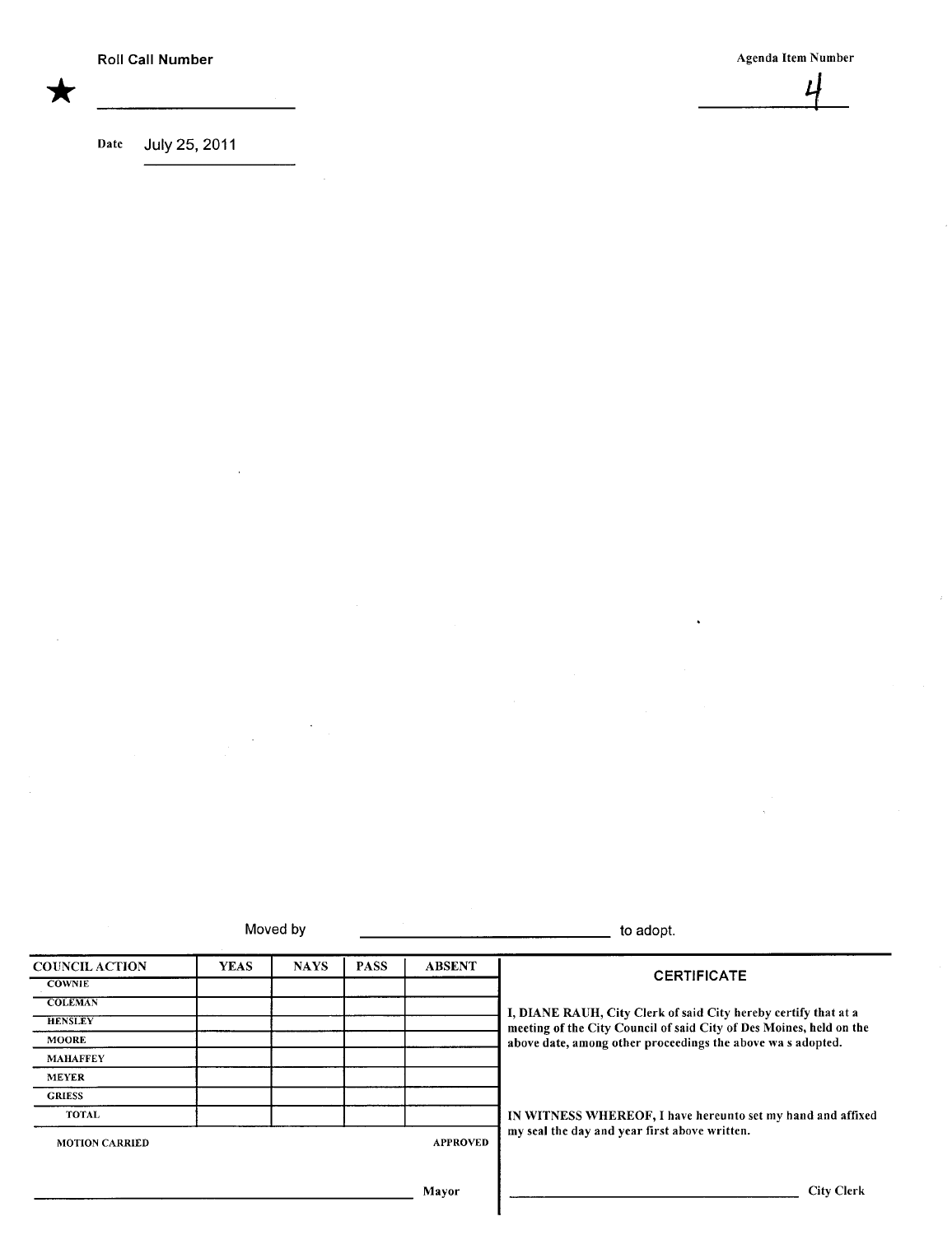★ Roll Call Number ____________________

Agenda Item Number 4

Date July 25, 2011

Moved by ____________________________ to adopt.

| COUNCIL ACTION | YEAS | NAYS | PASS | ABSENT |
| --- | --- | --- | --- | --- |
| COWNIE | | | | |
| COLEMAN | | | | |
| HENSLEY | | | | |
| MOORE | | | | |
| MAHAFFEY | | | | |
| MEYER | | | | |
| GRIESS | | | | |
| TOTAL | | | | |

MOTION CARRIED APPROVED

______________________________________ Mayor

**CERTIFICATE**

I, DIANE RAUH, City Clerk of said City hereby certify that at a meeting of the City Council of said City of Des Moines, held on the above date, among other proceedings the above wa s adopted.

IN WITNESS WHEREOF, I have hereunto set my hand and affixed my seal the day and year first above written.

______________________________________ City Clerk